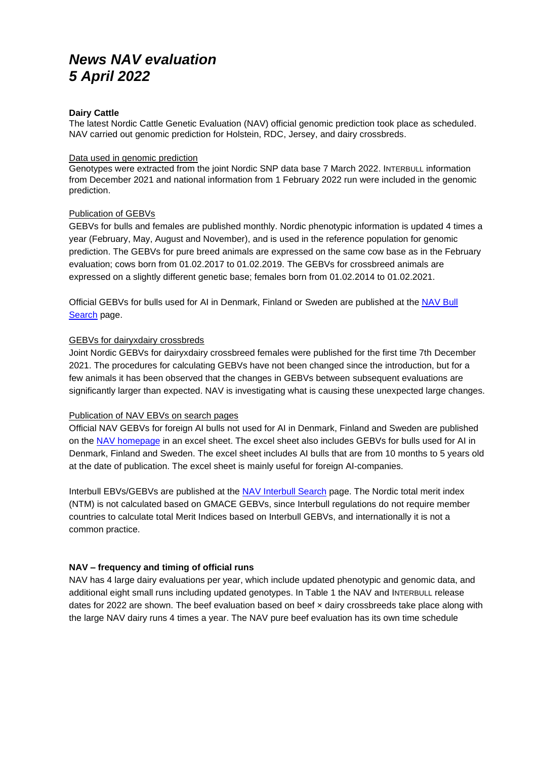# *News NAV evaluation*
# *5 April 2022*

**Dairy Cattle**

The latest Nordic Cattle Genetic Evaluation (NAV) official genomic prediction took place as scheduled. NAV carried out genomic prediction for Holstein, RDC, Jersey, and dairy crossbreds.

Data used in genomic prediction

Genotypes were extracted from the joint Nordic SNP data base 7 March 2022. INTERBULL information from December 2021 and national information from 1 February 2022 run were included in the genomic prediction.

Publication of GEBVs

GEBVs for bulls and females are published monthly. Nordic phenotypic information is updated 4 times a year (February, May, August and November), and is used in the reference population for genomic prediction. The GEBVs for pure breed animals are expressed on the same cow base as in the February evaluation; cows born from 01.02.2017 to 01.02.2019. The GEBVs for crossbreed animals are expressed on a slightly different genetic base; females born from 01.02.2014 to 01.02.2021.

Official GEBVs for bulls used for AI in Denmark, Finland or Sweden are published at the NAV Bull Search page.

GEBVs for dairyxdairy crossbreds

Joint Nordic GEBVs for dairyxdairy crossbreed females were published for the first time 7th December 2021. The procedures for calculating GEBVs have not been changed since the introduction, but for a few animals it has been observed that the changes in GEBVs between subsequent evaluations are significantly larger than expected. NAV is investigating what is causing these unexpected large changes.

Publication of NAV EBVs on search pages

Official NAV GEBVs for foreign AI bulls not used for AI in Denmark, Finland and Sweden are published on the NAV homepage in an excel sheet. The excel sheet also includes GEBVs for bulls used for AI in Denmark, Finland and Sweden. The excel sheet includes AI bulls that are from 10 months to 5 years old at the date of publication. The excel sheet is mainly useful for foreign AI-companies.

Interbull EBVs/GEBVs are published at the NAV Interbull Search page. The Nordic total merit index (NTM) is not calculated based on GMACE GEBVs, since Interbull regulations do not require member countries to calculate total Merit Indices based on Interbull GEBVs, and internationally it is not a common practice.

**NAV – frequency and timing of official runs**

NAV has 4 large dairy evaluations per year, which include updated phenotypic and genomic data, and additional eight small runs including updated genotypes. In Table 1 the NAV and INTERBULL release dates for 2022 are shown. The beef evaluation based on beef × dairy crossbreeds take place along with the large NAV dairy runs 4 times a year. The NAV pure beef evaluation has its own time schedule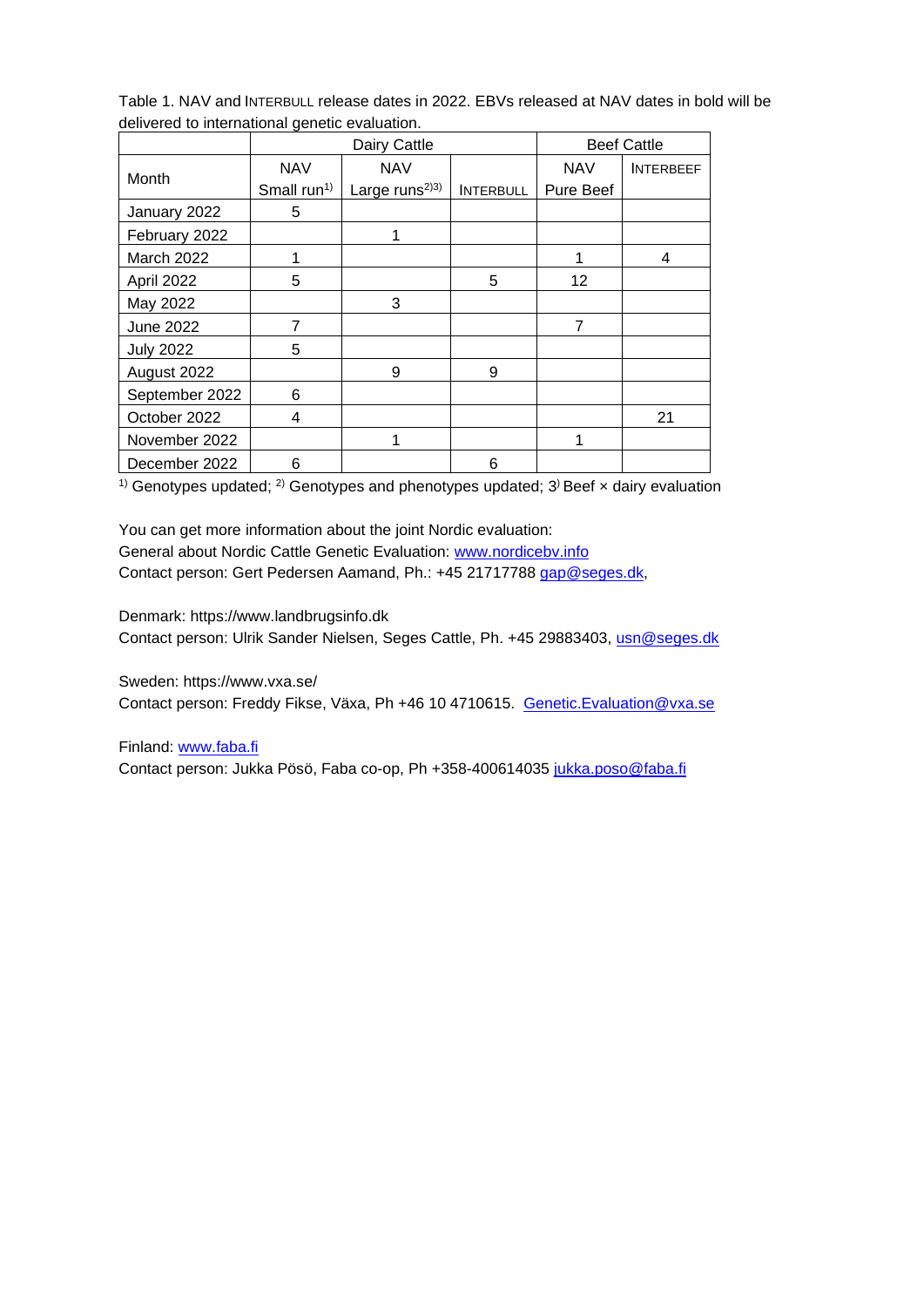Table 1. NAV and INTERBULL release dates in 2022. EBVs released at NAV dates in bold will be delivered to international genetic evaluation.

| Month | Dairy Cattle | | | Beef Cattle | |
|---|---|---|---|---|---|
| | NAV Small run[1)] | NAV Large runs[2)3)] | INTERBULL | NAV Pure Beef | INTERBEEF |
| January 2022 | 5 | | | | |
| February 2022 | | 1 | | | |
| March 2022 | 1 | | | 1 | 4 |
| April 2022 | 5 | | 5 | 12 | |
| May 2022 | | 3 | | | |
| June 2022 | 7 | | | 7 | |
| July 2022 | 5 | | | | |
| August 2022 | | 9 | 9 | | |
| September 2022 | 6 | | | | |
| October 2022 | 4 | | | | 21 |
| November 2022 | | 1 | | 1 | |
| December 2022 | 6 | | 6 | | |

[1)] Genotypes updated; [2)] Genotypes and phenotypes updated; 3[)] Beef × dairy evaluation

You can get more information about the joint Nordic evaluation:
General about Nordic Cattle Genetic Evaluation: www.nordicebv.info
Contact person: Gert Pedersen Aamand, Ph.: +45 21717788 gap@seges.dk,

Denmark: https://www.landbrugsinfo.dk
Contact person: Ulrik Sander Nielsen, Seges Cattle, Ph. +45 29883403, usn@seges.dk

Sweden: https://www.vxa.se/
Contact person: Freddy Fikse, Växa, Ph +46 10 4710615. Genetic.Evaluation@vxa.se

Finland: www.faba.fi
Contact person: Jukka Pösö, Faba co-op, Ph +358-400614035 jukka.poso@faba.fi